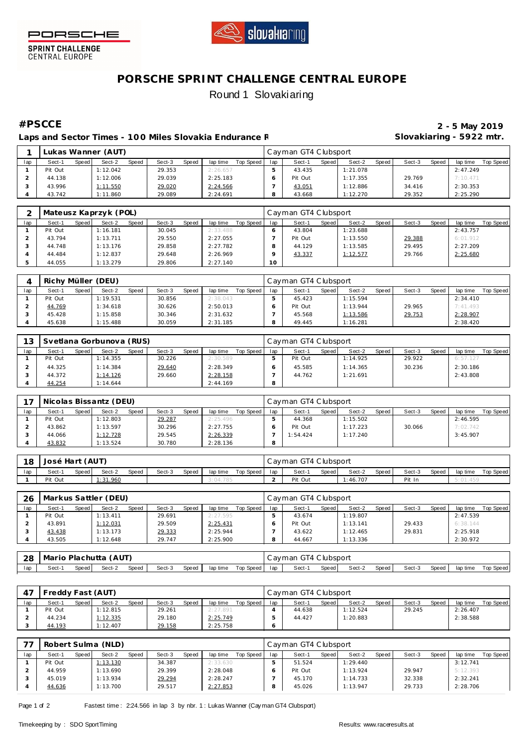# PORSCHE SPRINT CHALLENGE CENTRAL EUROPE

Round 1 Slovakiaring

**#PSCCE** — **2 - 5 May 2019**

**Laps and Sector Times - 100 Miles Slovakia Endurance R** — **Slovakiaring - 5922 mtr.**

| 1 | Lukas Wanner (AUT) | | | | | | | | | Cayman GT4 Clubsport | | | | | | | | |
|---|---|---|---|---|---|---|---|---|---|---|---|---|---|---|---|---|---|---|
| lap | Sect-1 | Speed | Sect-2 | Speed | Sect-3 | Speed | lap time | Top Speed | lap | Sect-1 | Speed | Sect-2 | Speed | Sect-3 | Speed | lap time | Top Speed |
| 1 | Pit Out | | 1:12.042 | | 29.353 | | 2:26.657 | | 5 | 43.435 | | 1:21.078 | | | | 2:47.249 | |
| 2 | 44.138 | | 1:12.006 | | 29.039 | | 2:25.183 | | 6 | Pit Out | | 1:17.355 | | 29.769 | | 7:10.471 | |
| 3 | 43.996 | | 1:11.550 | | 29.020 | | 2:24.566 | | 7 | 43.051 | | 1:12.886 | | 34.416 | | 2:30.353 | |
| 4 | 43.742 | | 1:11.860 | | 29.089 | | 2:24.691 | | 8 | 43.668 | | 1:12.270 | | 29.352 | | 2:25.290 | |

| 2 | Mateusz Kaprzyk (POL) | | | | | | | | | Cayman GT4 Clubsport | | | | | | | | |
|---|---|---|---|---|---|---|---|---|---|---|---|---|---|---|---|---|---|---|
| lap | Sect-1 | Speed | Sect-2 | Speed | Sect-3 | Speed | lap time | Top Speed | lap | Sect-1 | Speed | Sect-2 | Speed | Sect-3 | Speed | lap time | Top Speed |
| 1 | Pit Out | | 1:16.181 | | 30.045 | | 2:33.488 | | 6 | 43.804 | | 1:23.688 | | | | 2:43.757 | |
| 2 | 43.794 | | 1:13.711 | | 29.550 | | 2:27.055 | | 7 | Pit Out | | 1:13.550 | | 29.388 | | 6:01.912 | |
| 3 | 44.748 | | 1:13.176 | | 29.858 | | 2:27.782 | | 8 | 44.129 | | 1:13.585 | | 29.495 | | 2:27.209 | |
| 4 | 44.484 | | 1:12.837 | | 29.648 | | 2:26.969 | | 9 | 43.337 | | 1:12.577 | | 29.766 | | 2:25.680 | |
| 5 | 44.055 | | 1:13.279 | | 29.806 | | 2:27.140 | | 10 | | | | | | | | |

| 4 | Richy Müller (DEU) | | | | | | | | | Cayman GT4 Clubsport | | | | | | | | |
|---|---|---|---|---|---|---|---|---|---|---|---|---|---|---|---|---|---|---|
| lap | Sect-1 | Speed | Sect-2 | Speed | Sect-3 | Speed | lap time | Top Speed | lap | Sect-1 | Speed | Sect-2 | Speed | Sect-3 | Speed | lap time | Top Speed |
| 1 | Pit Out | | 1:19.531 | | 30.856 | | 2:38.043 | | 5 | 45.423 | | 1:15.594 | | | | 2:34.410 | |
| 2 | 44.769 | | 1:34.618 | | 30.626 | | 2:50.013 | | 6 | Pit Out | | 1:13.944 | | 29.965 | | 7:41.493 | |
| 3 | 45.428 | | 1:15.858 | | 30.346 | | 2:31.632 | | 7 | 45.568 | | 1:13.586 | | 29.753 | | 2:28.907 | |
| 4 | 45.638 | | 1:15.488 | | 30.059 | | 2:31.185 | | 8 | 49.445 | | 1:16.281 | | | | 2:38.420 | |

| 13 | Svetlana Gorbunova (RUS) | | | | | | | | | Cayman GT4 Clubsport | | | | | | | | |
|---|---|---|---|---|---|---|---|---|---|---|---|---|---|---|---|---|---|---|
| lap | Sect-1 | Speed | Sect-2 | Speed | Sect-3 | Speed | lap time | Top Speed | lap | Sect-1 | Speed | Sect-2 | Speed | Sect-3 | Speed | lap time | Top Speed |
| 1 | Pit Out | | 1:14.355 | | 30.226 | | 2:30.589 | | 5 | Pit Out | | 1:14.925 | | 29.922 | | 6:57.127 | |
| 2 | 44.325 | | 1:14.384 | | 29.640 | | 2:28.349 | | 6 | 45.585 | | 1:14.365 | | 30.236 | | 2:30.186 | |
| 3 | 44.372 | | 1:14.126 | | 29.660 | | 2:28.158 | | 7 | 44.762 | | 1:21.691 | | | | 2:43.808 | |
| 4 | 44.254 | | 1:14.644 | | | | 2:44.169 | | 8 | | | | | | | | |

| 17 | Nicolas Bissantz (DEU) | | | | | | | | | Cayman GT4 Clubsport | | | | | | | | |
|---|---|---|---|---|---|---|---|---|---|---|---|---|---|---|---|---|---|---|
| lap | Sect-1 | Speed | Sect-2 | Speed | Sect-3 | Speed | lap time | Top Speed | lap | Sect-1 | Speed | Sect-2 | Speed | Sect-3 | Speed | lap time | Top Speed |
| 1 | Pit Out | | 1:12.803 | | 29.287 | | 2:25.496 | | 5 | 44.368 | | 1:15.502 | | | | 2:46.595 | |
| 2 | 43.862 | | 1:13.597 | | 30.296 | | 2:27.755 | | 6 | Pit Out | | 1:17.223 | | 30.066 | | 7:02.742 | |
| 3 | 44.066 | | 1:12.728 | | 29.545 | | 2:26.339 | | 7 | 1:54.424 | | 1:17.240 | | | | 3:45.907 | |
| 4 | 43.832 | | 1:13.524 | | 30.780 | | 2:28.136 | | 8 | | | | | | | | |

| 18 | José Hart (AUT) | | | | | | | | | Cayman GT4 Clubsport | | | | | | | | |
|---|---|---|---|---|---|---|---|---|---|---|---|---|---|---|---|---|---|---|
| lap | Sect-1 | Speed | Sect-2 | Speed | Sect-3 | Speed | lap time | Top Speed | lap | Sect-1 | Speed | Sect-2 | Speed | Sect-3 | Speed | lap time | Top Speed |
| 1 | Pit Out | | 1:31.960 | | | | 3:04.785 | | 2 | Pit Out | | 1:46.707 | | Pit In | | 5:01.459 | |

| 26 | Markus Sattler (DEU) | | | | | | | | | Cayman GT4 Clubsport | | | | | | | | |
|---|---|---|---|---|---|---|---|---|---|---|---|---|---|---|---|---|---|---|
| lap | Sect-1 | Speed | Sect-2 | Speed | Sect-3 | Speed | lap time | Top Speed | lap | Sect-1 | Speed | Sect-2 | Speed | Sect-3 | Speed | lap time | Top Speed |
| 1 | Pit Out | | 1:13.411 | | 29.691 | | 2:27.595 | | 5 | 43.674 | | 1:19.807 | | | | 2:47.539 | |
| 2 | 43.891 | | 1:12.031 | | 29.509 | | 2:25.431 | | 6 | Pit Out | | 1:13.141 | | 29.433 | | 6:38.144 | |
| 3 | 43.438 | | 1:13.173 | | 29.333 | | 2:25.944 | | 7 | 43.622 | | 1:12.465 | | 29.831 | | 2:25.918 | |
| 4 | 43.505 | | 1:12.648 | | 29.747 | | 2:25.900 | | 8 | 44.667 | | 1:13.336 | | | | 2:30.972 | |

| 28 | Mario Plachutta (AUT) | | | | | | | | | Cayman GT4 Clubsport | | | | | | | | |
|---|---|---|---|---|---|---|---|---|---|---|---|---|---|---|---|---|---|---|
| lap | Sect-1 | Speed | Sect-2 | Speed | Sect-3 | Speed | lap time | Top Speed | lap | Sect-1 | Speed | Sect-2 | Speed | Sect-3 | Speed | lap time | Top Speed |

| 47 | Freddy Fast (AUT) | | | | | | | | | Cayman GT4 Clubsport | | | | | | | | |
|---|---|---|---|---|---|---|---|---|---|---|---|---|---|---|---|---|---|---|
| lap | Sect-1 | Speed | Sect-2 | Speed | Sect-3 | Speed | lap time | Top Speed | lap | Sect-1 | Speed | Sect-2 | Speed | Sect-3 | Speed | lap time | Top Speed |
| 1 | Pit Out | | 1:12.815 | | 29.261 | | 2:27.891 | | 4 | 44.638 | | 1:12.524 | | 29.245 | | 2:26.407 | |
| 2 | 44.234 | | 1:12.335 | | 29.180 | | 2:25.749 | | 5 | 44.427 | | 1:20.883 | | | | 2:38.588 | |
| 3 | 44.193 | | 1:12.407 | | 29.158 | | 2:25.758 | | 6 | | | | | | | | |

| 77 | Robert Sulma (NLD) | | | | | | | | | Cayman GT4 Clubsport | | | | | | | | |
|---|---|---|---|---|---|---|---|---|---|---|---|---|---|---|---|---|---|---|
| lap | Sect-1 | Speed | Sect-2 | Speed | Sect-3 | Speed | lap time | Top Speed | lap | Sect-1 | Speed | Sect-2 | Speed | Sect-3 | Speed | lap time | Top Speed |
| 1 | Pit Out | | 1:13.130 | | 34.387 | | 2:33.630 | | 5 | 51.524 | | 1:29.440 | | | | 3:12.741 | |
| 2 | 44.959 | | 1:13.690 | | 29.399 | | 2:28.048 | | 6 | Pit Out | | 1:13.924 | | 29.947 | | 5:12.393 | |
| 3 | 45.019 | | 1:13.934 | | 29.294 | | 2:28.247 | | 7 | 45.170 | | 1:14.733 | | 32.338 | | 2:32.241 | |
| 4 | 44.636 | | 1:13.700 | | 29.517 | | 2:27.853 | | 8 | 45.026 | | 1:13.947 | | 29.733 | | 2:28.706 | |

Fastest time : 2:24.566 in lap 3 by nbr. 1 : Lukas Wanner (Cayman GT4 Clubsport)

Timekeeping by : SDO SportTiming — Results: www.raceresults.at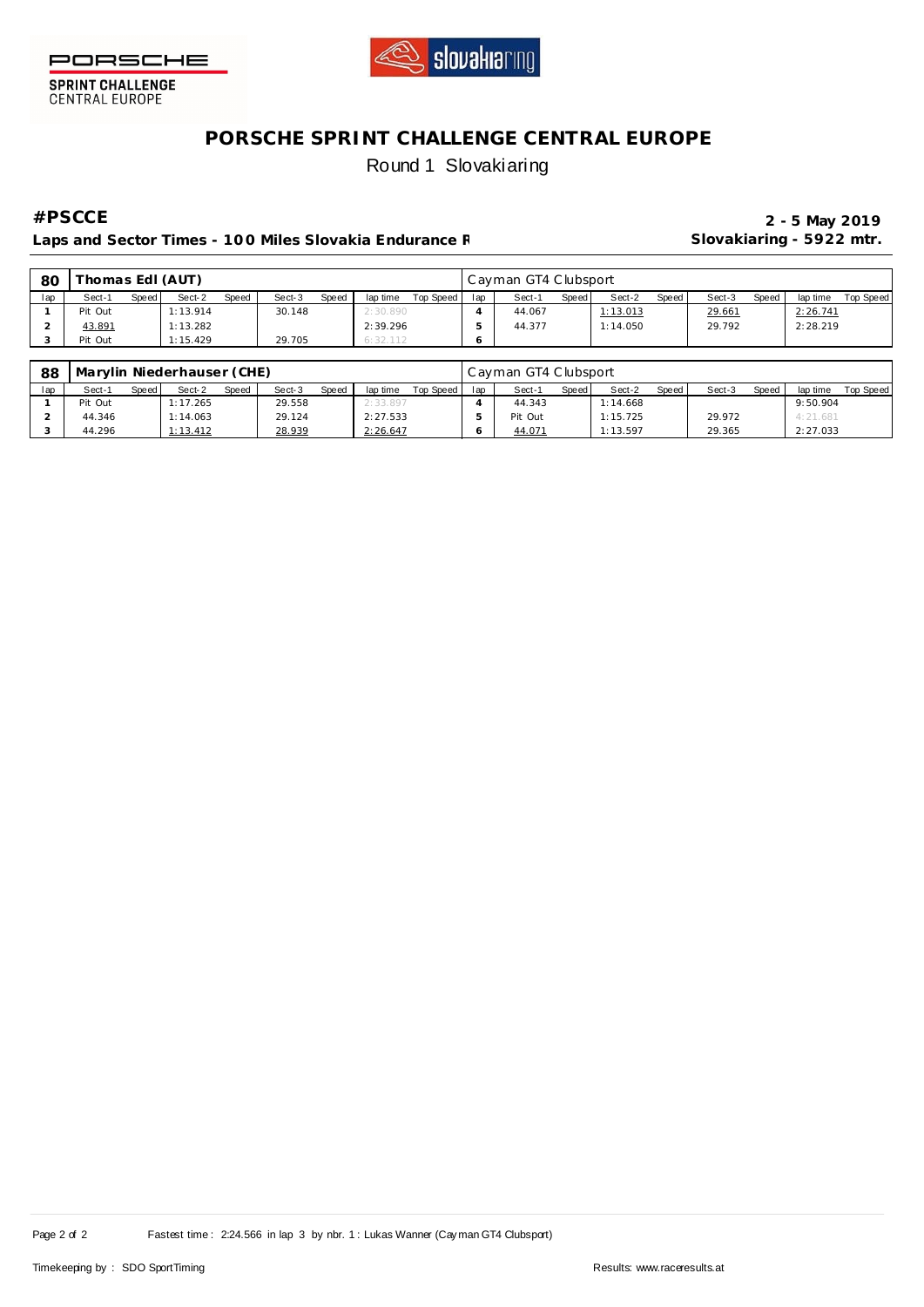# PORSCHE SPRINT CHALLENGE CENTRAL EUROPE

Round 1 Slovakiaring

**#PSCCE**

**Laps and Sector Times - 100 Miles Slovakia Endurance R**

**2 - 5 May 2019**

**Slovakiaring - 5922 mtr.**

| 80 | Thomas Edl (AUT) | | | | | | | | Cayman GT4 Clubsport | | | | | | | | |
|---|---|---|---|---|---|---|---|---|---|---|---|---|---|---|---|---|---|
| lap | Sect-1 | Speed | Sect-2 | Speed | Sect-3 | Speed | lap time | Top Speed | lap | Sect-1 | Speed | Sect-2 | Speed | Sect-3 | Speed | lap time | Top Speed |
| 1 | Pit Out | | 1:13.914 | | 30.148 | | 2:30.890 | | 4 | 44.067 | | 1:13.013 | | 29.661 | | 2:26.741 | |
| 2 | 43.891 | | 1:13.282 | | | | 2:39.296 | | 5 | 44.377 | | 1:14.050 | | 29.792 | | 2:28.219 | |
| 3 | Pit Out | | 1:15.429 | | 29.705 | | 6:32.112 | | 6 | | | | | | | | |

| 88 | Marylin Niederhauser (CHE) | | | | | | | | Cayman GT4 Clubsport | | | | | | | | |
|---|---|---|---|---|---|---|---|---|---|---|---|---|---|---|---|---|---|
| lap | Sect-1 | Speed | Sect-2 | Speed | Sect-3 | Speed | lap time | Top Speed | lap | Sect-1 | Speed | Sect-2 | Speed | Sect-3 | Speed | lap time | Top Speed |
| 1 | Pit Out | | 1:17.265 | | 29.558 | | 2:33.897 | | 4 | 44.343 | | 1:14.668 | | | | 9:50.904 | |
| 2 | 44.346 | | 1:14.063 | | 29.124 | | 2:27.533 | | 5 | Pit Out | | 1:15.725 | | 29.972 | | 4:21.681 | |
| 3 | 44.296 | | 1:13.412 | | 28.939 | | 2:26.647 | | 6 | 44.071 | | 1:13.597 | | 29.365 | | 2:27.033 | |

Fastest time : 2:24.566 in lap 3 by nbr. 1 : Lukas Wanner (Cayman GT4 Clubsport)

Timekeeping by : SDO SportTiming

Results: www.raceresults.at